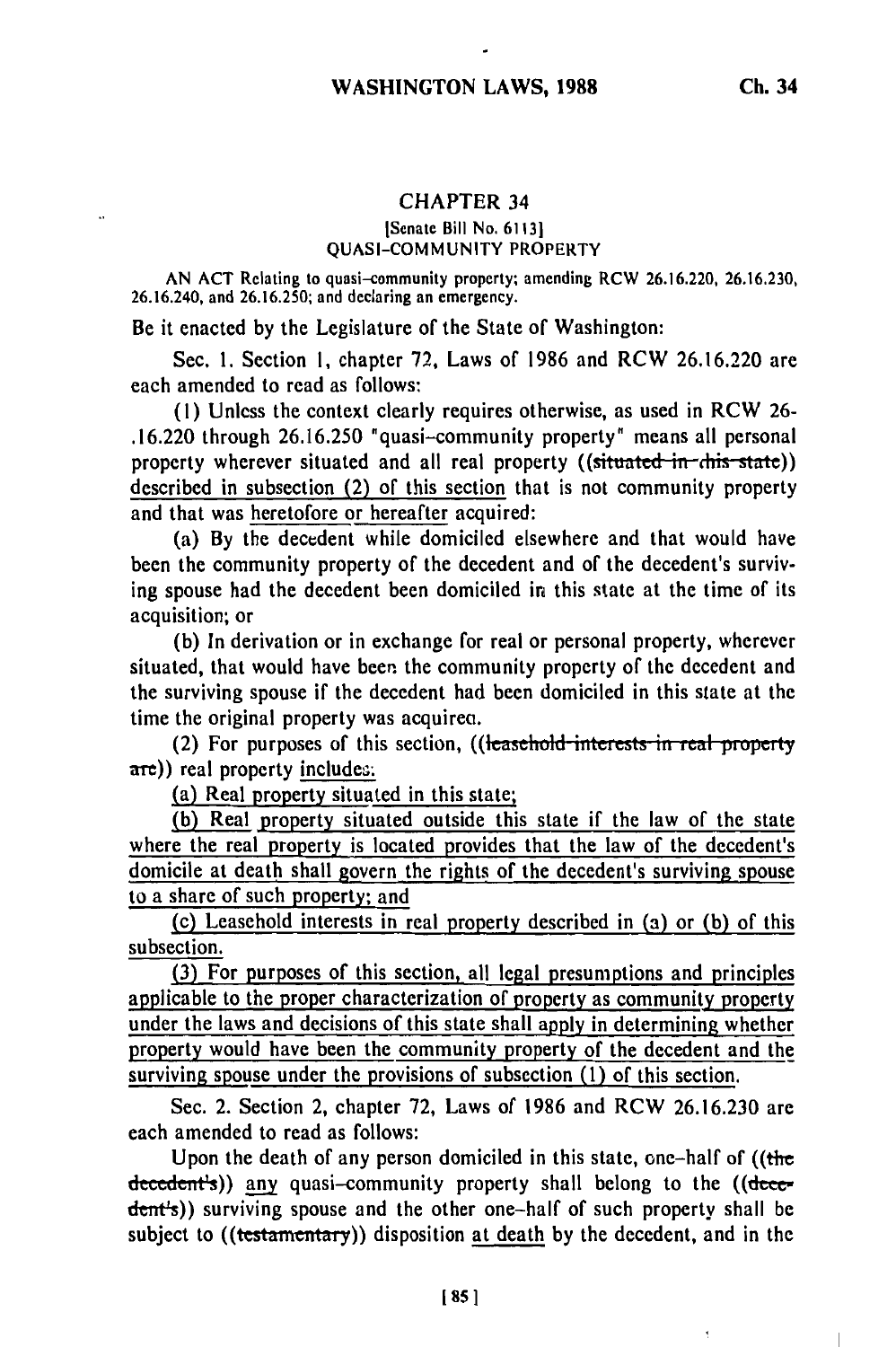## CHAPTER 34

[Senate Bill No. 6113]

QUASI-COMMUNITY PROPERTY

AN ACT Relating to quasi-community property; amending RCW 26.16.220, 26.16.230, 26.16.240, and 26.16.250; and declaring an emergency.

Be it enacted by the Legislature of the State of Washington:

Sec. 1. Section 1, chapter 72, Laws of 1986 and RCW 26.16.220 are each amended to read as follows:

(1) Unless the context clearly requires otherwise, as used in RCW 26-.16.220 through 26.16.250 "quasi-community property" means all personal property wherever situated and all real property ((~~situated in this state~~)) described in subsection (2) of this section that is not community property and that was heretofore or hereafter acquired:

(a) By the decedent while domiciled elsewhere and that would have been the community property of the decedent and of the decedent's surviving spouse had the decedent been domiciled in this state at the time of its acquisition; or

(b) In derivation or in exchange for real or personal property, wherever situated, that would have been the community property of the decedent and the surviving spouse if the decedent had been domiciled in this state at the time the original property was acquired.

(2) For purposes of this section, ((~~leasehold interests in real property are~~)) real property includes:

(a) Real property situated in this state;

(b) Real property situated outside this state if the law of the state where the real property is located provides that the law of the decedent's domicile at death shall govern the rights of the decedent's surviving spouse to a share of such property; and

(c) Leasehold interests in real property described in (a) or (b) of this subsection.

(3) For purposes of this section, all legal presumptions and principles applicable to the proper characterization of property as community property under the laws and decisions of this state shall apply in determining whether property would have been the community property of the decedent and the surviving spouse under the provisions of subsection (1) of this section.

Sec. 2. Section 2, chapter 72, Laws of 1986 and RCW 26.16.230 are each amended to read as follows:

Upon the death of any person domiciled in this state, one-half of ((~~the decedent's~~)) any quasi-community property shall belong to the ((~~decedent's~~)) surviving spouse and the other one-half of such property shall be subject to ((~~testamentary~~)) disposition at death by the decedent, and in the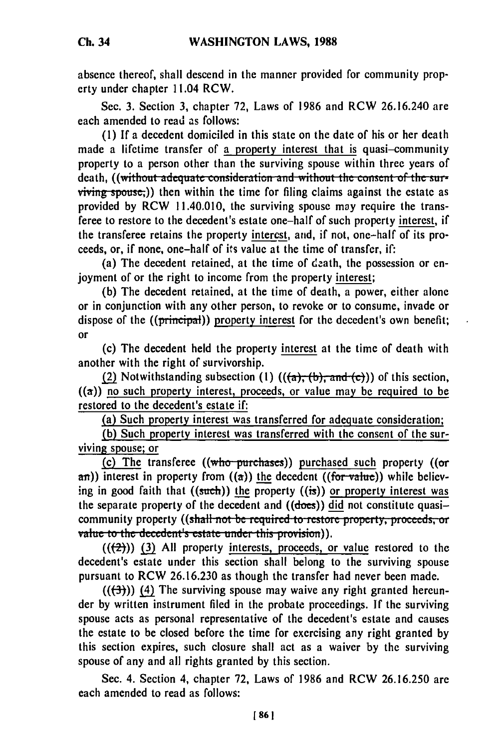absence thereof, shall descend in the manner provided for community property under chapter 11.04 RCW.

Sec. 3. Section 3, chapter 72, Laws of 1986 and RCW 26.16.240 are each amended to read as follows:

(1) If a decedent domiciled in this state on the date of his or her death made a lifetime transfer of a property interest that is quasi-community property to a person other than the surviving spouse within three years of death, ((without adequate consideration and without the consent of the surviving spouse,)) then within the time for filing claims against the estate as provided by RCW 11.40.010, the surviving spouse may require the transferee to restore to the decedent's estate one-half of such property interest, if the transferee retains the property interest, and, if not, one-half of its proceeds, or, if none, one-half of its value at the time of transfer, if:

(a) The decedent retained, at the time of death, the possession or enjoyment of or the right to income from the property interest;

(b) The decedent retained, at the time of death, a power, either alone or in conjunction with any other person, to revoke or to consume, invade or dispose of the ((principal)) property interest for the decedent's own benefit; or

(c) The decedent held the property interest at the time of death with another with the right of survivorship.

(2) Notwithstanding subsection (1) (((a), (b), and (c))) of this section, ((a)) no such property interest, proceeds, or value may be required to be restored to the decedent's estate if:

(a) Such property interest was transferred for adequate consideration;

(b) Such property interest was transferred with the consent of the surviving spouse; or

(c) The transferee ((who purchases)) purchased such property ((or an)) interest in property from ((a)) the decedent ((for value)) while believing in good faith that ((such)) the property ((is)) or property interest was the separate property of the decedent and ((does)) did not constitute quasi-community property ((shall not be required to restore property, proceeds, or value to the decedent's estate under this provision)).

(((2))) (3) All property interests, proceeds, or value restored to the decedent's estate under this section shall belong to the surviving spouse pursuant to RCW 26.16.230 as though the transfer had never been made.

(((3))) (4) The surviving spouse may waive any right granted hereunder by written instrument filed in the probate proceedings. If the surviving spouse acts as personal representative of the decedent's estate and causes the estate to be closed before the time for exercising any right granted by this section expires, such closure shall act as a waiver by the surviving spouse of any and all rights granted by this section.

Sec. 4. Section 4, chapter 72, Laws of 1986 and RCW 26.16.250 are each amended to read as follows: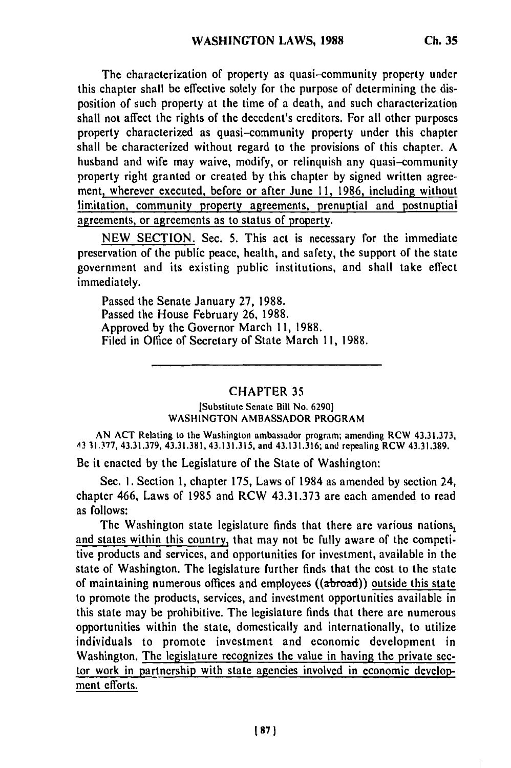The characterization of property as quasi-community property under this chapter shall be effective solely for the purpose of determining the disposition of such property at the time of a death, and such characterization shall not affect the rights of the decedent's creditors. For all other purposes property characterized as quasi-community property under this chapter shall be characterized without regard to the provisions of this chapter. A husband and wife may waive, modify, or relinquish any quasi-community property right granted or created by this chapter by signed written agreement, wherever executed, before or after June 11, 1986, including without limitation, community property agreements, prenuptial and postnuptial agreements, or agreements as to status of property.

NEW SECTION. Sec. 5. This act is necessary for the immediate preservation of the public peace, health, and safety, the support of the state government and its existing public institutions, and shall take effect immediately.

Passed the Senate January 27, 1988.
Passed the House February 26, 1988.
Approved by the Governor March 11, 1988.
Filed in Office of Secretary of State March 11, 1988.

---

## CHAPTER 35

[Substitute Senate Bill No. 6290]
WASHINGTON AMBASSADOR PROGRAM

AN ACT Relating to the Washington ambassador program; amending RCW 43.31.373, 43.31.377, 43.31.379, 43.31.381, 43.131.315, and 43.131.316; and repealing RCW 43.31.389.

Be it enacted by the Legislature of the State of Washington:

Sec. 1. Section 1, chapter 175, Laws of 1984 as amended by section 24, chapter 466, Laws of 1985 and RCW 43.31.373 are each amended to read as follows:

The Washington state legislature finds that there are various nations, and states within this country, that may not be fully aware of the competitive products and services, and opportunities for investment, available in the state of Washington. The legislature further finds that the cost to the state of maintaining numerous offices and employees ((abroad)) outside this state to promote the products, services, and investment opportunities available in this state may be prohibitive. The legislature finds that there are numerous opportunities within the state, domestically and internationally, to utilize individuals to promote investment and economic development in Washington. The legislature recognizes the value in having the private sector work in partnership with state agencies involved in economic development efforts.